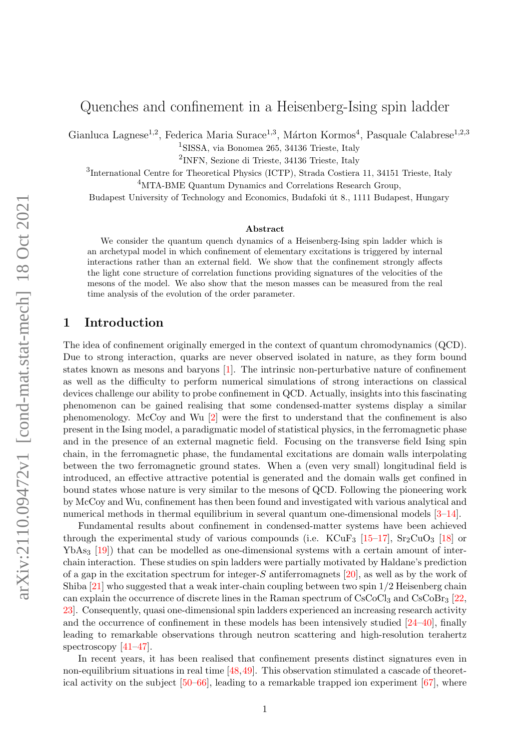# Quenches and confinement in a Heisenberg-Ising spin ladder

Gianluca Lagnese[1,2], Federica Maria Surace[1,3], Márton Kormos[4], Pasquale Calabrese[1,2,3]

[1]SISSA, via Bonomea 265, 34136 Trieste, Italy

[2]INFN, Sezione di Trieste, 34136 Trieste, Italy

[3]International Centre for Theoretical Physics (ICTP), Strada Costiera 11, 34151 Trieste, Italy

[4]MTA-BME Quantum Dynamics and Correlations Research Group,

Budapest University of Technology and Economics, Budafoki út 8., 1111 Budapest, Hungary

### Abstract

We consider the quantum quench dynamics of a Heisenberg-Ising spin ladder which is an archetypal model in which confinement of elementary excitations is triggered by internal interactions rather than an external field. We show that the confinement strongly affects the light cone structure of correlation functions providing signatures of the velocities of the mesons of the model. We also show that the meson masses can be measured from the real time analysis of the evolution of the order parameter.

## 1 Introduction

The idea of confinement originally emerged in the context of quantum chromodynamics (QCD). Due to strong interaction, quarks are never observed isolated in nature, as they form bound states known as mesons and baryons [1]. The intrinsic non-perturbative nature of confinement as well as the difficulty to perform numerical simulations of strong interactions on classical devices challenge our ability to probe confinement in QCD. Actually, insights into this fascinating phenomenon can be gained realising that some condensed-matter systems display a similar phenomenology. McCoy and Wu [2] were the first to understand that the confinement is also present in the Ising model, a paradigmatic model of statistical physics, in the ferromagnetic phase and in the presence of an external magnetic field. Focusing on the transverse field Ising spin chain, in the ferromagnetic phase, the fundamental excitations are domain walls interpolating between the two ferromagnetic ground states. When a (even very small) longitudinal field is introduced, an effective attractive potential is generated and the domain walls get confined in bound states whose nature is very similar to the mesons of QCD. Following the pioneering work by McCoy and Wu, confinement has then been found and investigated with various analytical and numerical methods in thermal equilibrium in several quantum one-dimensional models [3–14].

Fundamental results about confinement in condensed-matter systems have been achieved through the experimental study of various compounds (i.e. $KCuF_3$ [15–17], $Sr_2CuO_3$ [18] or $YbAs_3$ [19]) that can be modelled as one-dimensional systems with a certain amount of inter-chain interaction. These studies on spin ladders were partially motivated by Haldane's prediction of a gap in the excitation spectrum for integer-$S$ antiferromagnets [20], as well as by the work of Shiba [21] who suggested that a weak inter-chain coupling between two spin 1/2 Heisenberg chain can explain the occurrence of discrete lines in the Raman spectrum of $CsCoCl_3$ and $CsCoBr_3$ [22, 23]. Consequently, quasi one-dimensional spin ladders experienced an increasing research activity and the occurrence of confinement in these models has been intensively studied [24–40], finally leading to remarkable observations through neutron scattering and high-resolution terahertz spectroscopy [41–47].

In recent years, it has been realised that confinement presents distinct signatures even in non-equilibrium situations in real time [48,49]. This observation stimulated a cascade of theoretical activity on the subject [50–66], leading to a remarkable trapped ion experiment [67], where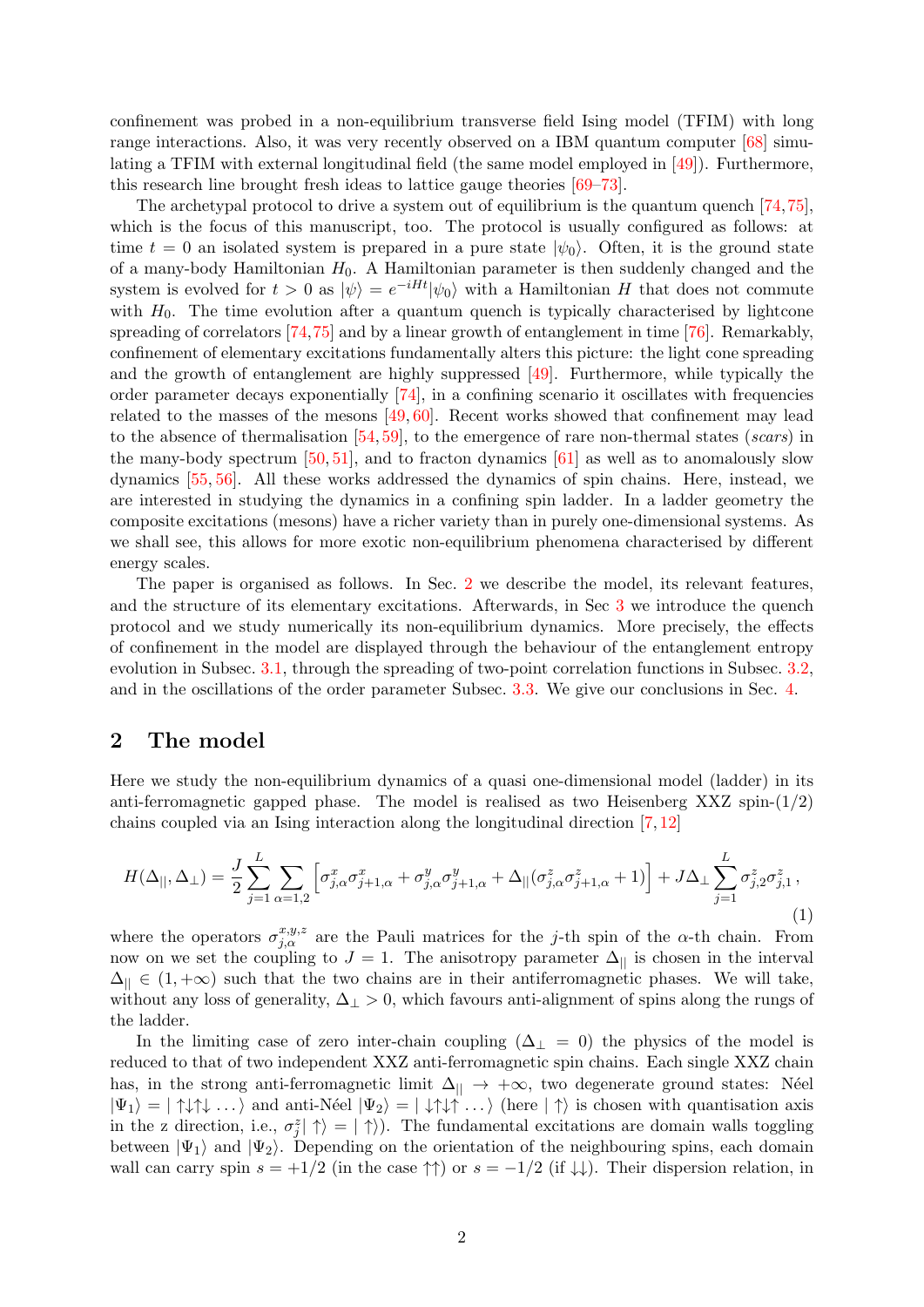confinement was probed in a non-equilibrium transverse field Ising model (TFIM) with long range interactions. Also, it was very recently observed on a IBM quantum computer [68] simulating a TFIM with external longitudinal field (the same model employed in [49]). Furthermore, this research line brought fresh ideas to lattice gauge theories [69–73].

The archetypal protocol to drive a system out of equilibrium is the quantum quench [74,75], which is the focus of this manuscript, too. The protocol is usually configured as follows: at time $t = 0$ an isolated system is prepared in a pure state $|\psi_0\rangle$. Often, it is the ground state of a many-body Hamiltonian $H_0$. A Hamiltonian parameter is then suddenly changed and the system is evolved for $t > 0$ as $|\psi\rangle = e^{-iHt}|\psi_0\rangle$ with a Hamiltonian $H$ that does not commute with $H_0$. The time evolution after a quantum quench is typically characterised by lightcone spreading of correlators [74,75] and by a linear growth of entanglement in time [76]. Remarkably, confinement of elementary excitations fundamentally alters this picture: the light cone spreading and the growth of entanglement are highly suppressed [49]. Furthermore, while typically the order parameter decays exponentially [74], in a confining scenario it oscillates with frequencies related to the masses of the mesons [49,60]. Recent works showed that confinement may lead to the absence of thermalisation [54,59], to the emergence of rare non-thermal states (*scars*) in the many-body spectrum [50,51], and to fracton dynamics [61] as well as to anomalously slow dynamics [55,56]. All these works addressed the dynamics of spin chains. Here, instead, we are interested in studying the dynamics in a confining spin ladder. In a ladder geometry the composite excitations (mesons) have a richer variety than in purely one-dimensional systems. As we shall see, this allows for more exotic non-equilibrium phenomena characterised by different energy scales.

The paper is organised as follows. In Sec. 2 we describe the model, its relevant features, and the structure of its elementary excitations. Afterwards, in Sec 3 we introduce the quench protocol and we study numerically its non-equilibrium dynamics. More precisely, the effects of confinement in the model are displayed through the behaviour of the entanglement entropy evolution in Subsec. 3.1, through the spreading of two-point correlation functions in Subsec. 3.2, and in the oscillations of the order parameter Subsec. 3.3. We give our conclusions in Sec. 4.

## 2 The model

Here we study the non-equilibrium dynamics of a quasi one-dimensional model (ladder) in its anti-ferromagnetic gapped phase. The model is realised as two Heisenberg XXZ spin-(1/2) chains coupled via an Ising interaction along the longitudinal direction [7,12]

$$H(\Delta_{||},\Delta_{\perp}) = \frac{J}{2}\sum_{j=1}^{L}\sum_{\alpha=1,2}\left[\sigma^x_{j,\alpha}\sigma^x_{j+1,\alpha}+\sigma^y_{j,\alpha}\sigma^y_{j+1,\alpha}+\Delta_{||}(\sigma^z_{j,\alpha}\sigma^z_{j+1,\alpha}+1)\right]+J\Delta_{\perp}\sum_{j=1}^{L}\sigma^z_{j,2}\sigma^z_{j,1}\,, \tag{1}$$

where the operators $\sigma^{x,y,z}_{j,\alpha}$ are the Pauli matrices for the $j$-th spin of the $\alpha$-th chain. From now on we set the coupling to $J = 1$. The anisotropy parameter $\Delta_{||}$ is chosen in the interval $\Delta_{||} \in (1,+\infty)$ such that the two chains are in their antiferromagnetic phases. We will take, without any loss of generality, $\Delta_{\perp} > 0$, which favours anti-alignment of spins along the rungs of the ladder.

In the limiting case of zero inter-chain coupling ($\Delta_{\perp} = 0$) the physics of the model is reduced to that of two independent XXZ anti-ferromagnetic spin chains. Each single XXZ chain has, in the strong anti-ferromagnetic limit $\Delta_{||} \to +\infty$, two degenerate ground states: Néel $|\Psi_1\rangle = |\uparrow\downarrow\uparrow\downarrow\ldots\rangle$ and anti-Néel $|\Psi_2\rangle = |\downarrow\uparrow\downarrow\uparrow\ldots\rangle$ (here $|\uparrow\rangle$ is chosen with quantisation axis in the z direction, i.e., $\sigma^z_j|\uparrow\rangle = |\uparrow\rangle$). The fundamental excitations are domain walls toggling between $|\Psi_1\rangle$ and $|\Psi_2\rangle$. Depending on the orientation of the neighbouring spins, each domain wall can carry spin $s = +1/2$ (in the case $\uparrow\uparrow$) or $s = -1/2$ (if $\downarrow\downarrow$). Their dispersion relation, in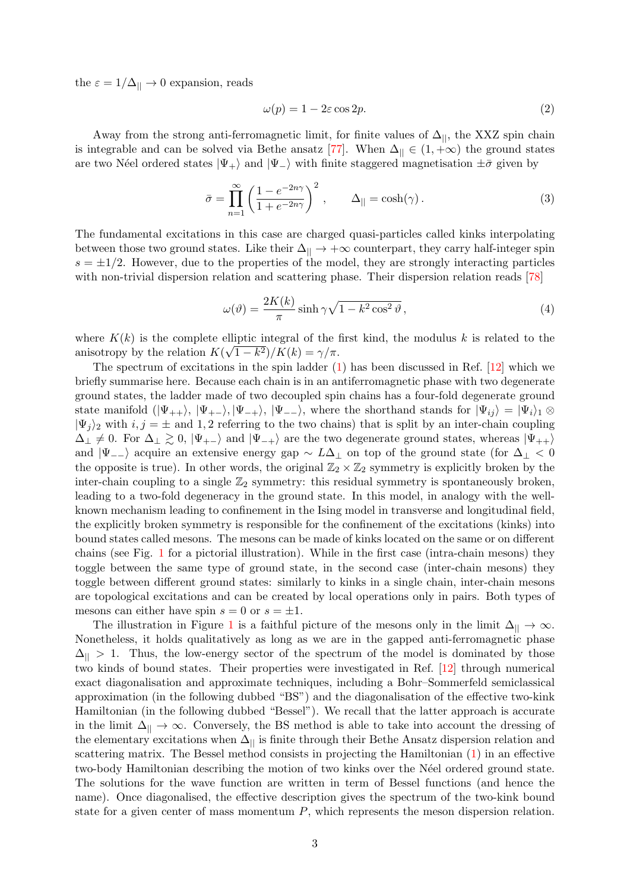the $\varepsilon = 1/\Delta_{||} \to 0$ expansion, reads

$$\omega(p) = 1 - 2\varepsilon \cos 2p. \tag{2}$$

Away from the strong anti-ferromagnetic limit, for finite values of $\Delta_{||}$, the XXZ spin chain is integrable and can be solved via Bethe ansatz [77]. When $\Delta_{||} \in (1, +\infty)$ the ground states are two Néel ordered states $|\Psi_+\rangle$ and $|\Psi_-\rangle$ with finite staggered magnetisation $\pm\bar{\sigma}$ given by

$$\bar{\sigma} = \prod_{n=1}^{\infty} \left( \frac{1 - e^{-2n\gamma}}{1 + e^{-2n\gamma}} \right)^2, \qquad \Delta_{||} = \cosh(\gamma). \tag{3}$$

The fundamental excitations in this case are charged quasi-particles called kinks interpolating between those two ground states. Like their $\Delta_{||} \to +\infty$ counterpart, they carry half-integer spin $s = \pm 1/2$. However, due to the properties of the model, they are strongly interacting particles with non-trivial dispersion relation and scattering phase. Their dispersion relation reads [78]

$$\omega(\vartheta) = \frac{2K(k)}{\pi} \sinh \gamma \sqrt{1 - k^2 \cos^2 \vartheta}, \tag{4}$$

where $K(k)$ is the complete elliptic integral of the first kind, the modulus $k$ is related to the anisotropy by the relation $K(\sqrt{1-k^2})/K(k) = \gamma/\pi$.

The spectrum of excitations in the spin ladder (1) has been discussed in Ref. [12] which we briefly summarise here. Because each chain is in an antiferromagnetic phase with two degenerate ground states, the ladder made of two decoupled spin chains has a four-fold degenerate ground state manifold ($|\Psi_{++}\rangle$, $|\Psi_{+-}\rangle$, $|\Psi_{-+}\rangle$, $|\Psi_{--}\rangle$, where the shorthand stands for $|\Psi_{ij}\rangle = |\Psi_i\rangle_1 \otimes |\Psi_j\rangle_2$ with $i, j = \pm$ and $1, 2$ referring to the two chains) that is split by an inter-chain coupling $\Delta_\perp \neq 0$. For $\Delta_\perp \gtrsim 0$, $|\Psi_{+-}\rangle$ and $|\Psi_{-+}\rangle$ are the two degenerate ground states, whereas $|\Psi_{++}\rangle$ and $|\Psi_{--}\rangle$ acquire an extensive energy gap $\sim L\Delta_\perp$ on top of the ground state (for $\Delta_\perp < 0$ the opposite is true). In other words, the original $\mathbb{Z}_2 \times \mathbb{Z}_2$ symmetry is explicitly broken by the inter-chain coupling to a single $\mathbb{Z}_2$ symmetry: this residual symmetry is spontaneously broken, leading to a two-fold degeneracy in the ground state. In this model, in analogy with the well-known mechanism leading to confinement in the Ising model in transverse and longitudinal field, the explicitly broken symmetry is responsible for the confinement of the excitations (kinks) into bound states called mesons. The mesons can be made of kinks located on the same or on different chains (see Fig. 1 for a pictorial illustration). While in the first case (intra-chain mesons) they toggle between the same type of ground state, in the second case (inter-chain mesons) they toggle between different ground states: similarly to kinks in a single chain, inter-chain mesons are topological excitations and can be created by local operations only in pairs. Both types of mesons can either have spin $s = 0$ or $s = \pm 1$.

The illustration in Figure 1 is a faithful picture of the mesons only in the limit $\Delta_{||} \to \infty$. Nonetheless, it holds qualitatively as long as we are in the gapped anti-ferromagnetic phase $\Delta_{||} > 1$. Thus, the low-energy sector of the spectrum of the model is dominated by those two kinds of bound states. Their properties were investigated in Ref. [12] through numerical exact diagonalisation and approximate techniques, including a Bohr–Sommerfeld semiclassical approximation (in the following dubbed "BS") and the diagonalisation of the effective two-kink Hamiltonian (in the following dubbed "Bessel"). We recall that the latter approach is accurate in the limit $\Delta_{||} \to \infty$. Conversely, the BS method is able to take into account the dressing of the elementary excitations when $\Delta_{||}$ is finite through their Bethe Ansatz dispersion relation and scattering matrix. The Bessel method consists in projecting the Hamiltonian (1) in an effective two-body Hamiltonian describing the motion of two kinks over the Néel ordered ground state. The solutions for the wave function are written in term of Bessel functions (and hence the name). Once diagonalised, the effective description gives the spectrum of the two-kink bound state for a given center of mass momentum $P$, which represents the meson dispersion relation.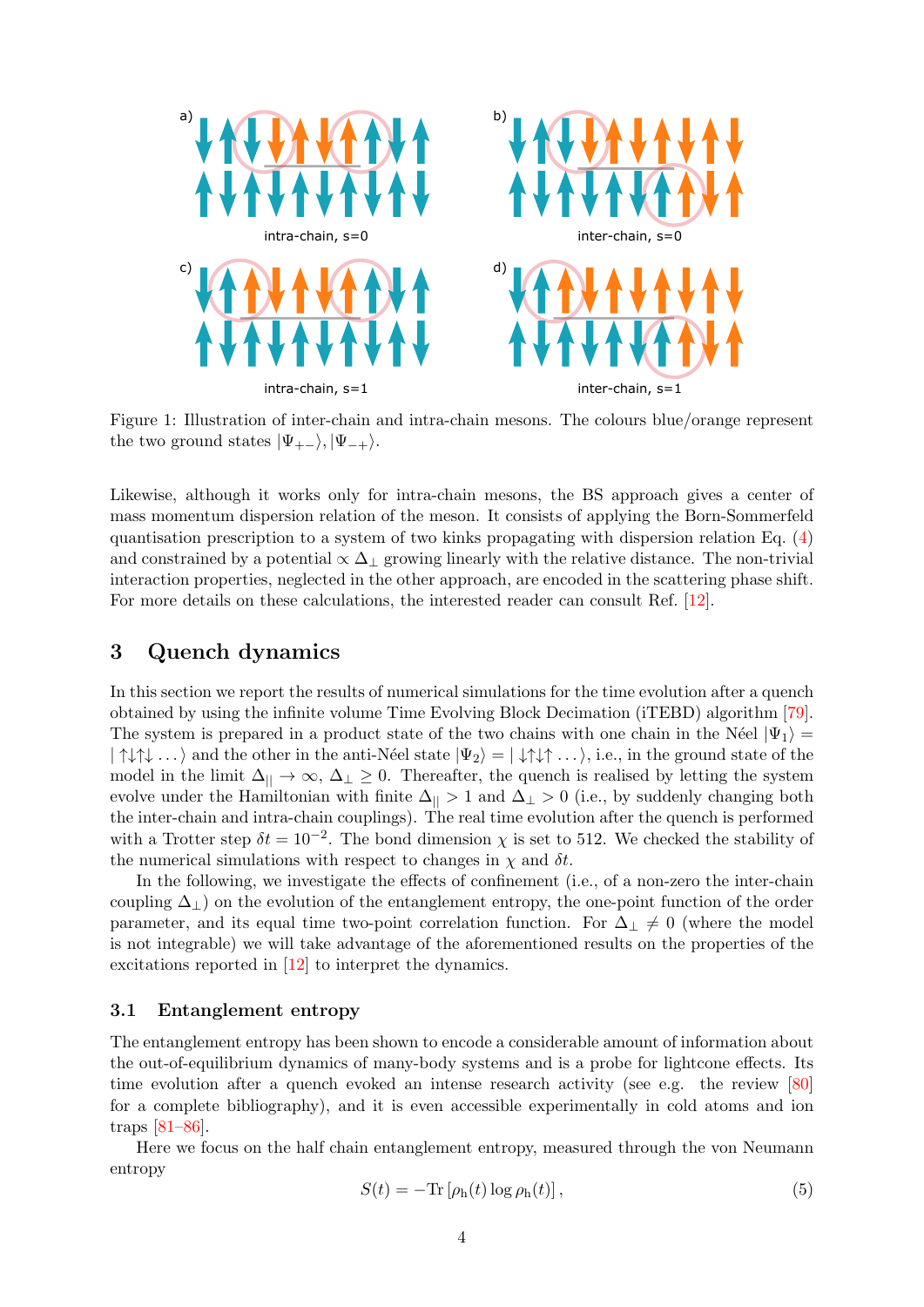Figure 1: Illustration of inter-chain and intra-chain mesons. The colours blue/orange represent the two ground states $|\Psi_{+-}\rangle, |\Psi_{-+}\rangle$.

Likewise, although it works only for intra-chain mesons, the BS approach gives a center of mass momentum dispersion relation of the meson. It consists of applying the Born-Sommerfeld quantisation prescription to a system of two kinks propagating with dispersion relation Eq. (4) and constrained by a potential $\propto \Delta_\perp$ growing linearly with the relative distance. The non-trivial interaction properties, neglected in the other approach, are encoded in the scattering phase shift. For more details on these calculations, the interested reader can consult Ref. [12].

## 3 Quench dynamics

In this section we report the results of numerical simulations for the time evolution after a quench obtained by using the infinite volume Time Evolving Block Decimation (iTEBD) algorithm [79]. The system is prepared in a product state of the two chains with one chain in the Néel $|\Psi_1\rangle = |\uparrow\downarrow\uparrow\downarrow\dots\rangle$ and the other in the anti-Néel state $|\Psi_2\rangle = |\downarrow\uparrow\downarrow\uparrow\dots\rangle$, i.e., in the ground state of the model in the limit $\Delta_{||} \to \infty$, $\Delta_\perp \geq 0$. Thereafter, the quench is realised by letting the system evolve under the Hamiltonian with finite $\Delta_{||} > 1$ and $\Delta_\perp > 0$ (i.e., by suddenly changing both the inter-chain and intra-chain couplings). The real time evolution after the quench is performed with a Trotter step $\delta t = 10^{-2}$. The bond dimension $\chi$ is set to 512. We checked the stability of the numerical simulations with respect to changes in $\chi$ and $\delta t$.

In the following, we investigate the effects of confinement (i.e., of a non-zero the inter-chain coupling $\Delta_\perp$) on the evolution of the entanglement entropy, the one-point function of the order parameter, and its equal time two-point correlation function. For $\Delta_\perp \neq 0$ (where the model is not integrable) we will take advantage of the aforementioned results on the properties of the excitations reported in [12] to interpret the dynamics.

### 3.1 Entanglement entropy

The entanglement entropy has been shown to encode a considerable amount of information about the out-of-equilibrium dynamics of many-body systems and is a probe for lightcone effects. Its time evolution after a quench evoked an intense research activity (see e.g. the review [80] for a complete bibliography), and it is even accessible experimentally in cold atoms and ion traps [81–86].

Here we focus on the half chain entanglement entropy, measured through the von Neumann entropy

$$S(t) = -\mathrm{Tr}\left[\rho_{\mathrm{h}}(t) \log \rho_{\mathrm{h}}(t)\right], \tag{5}$$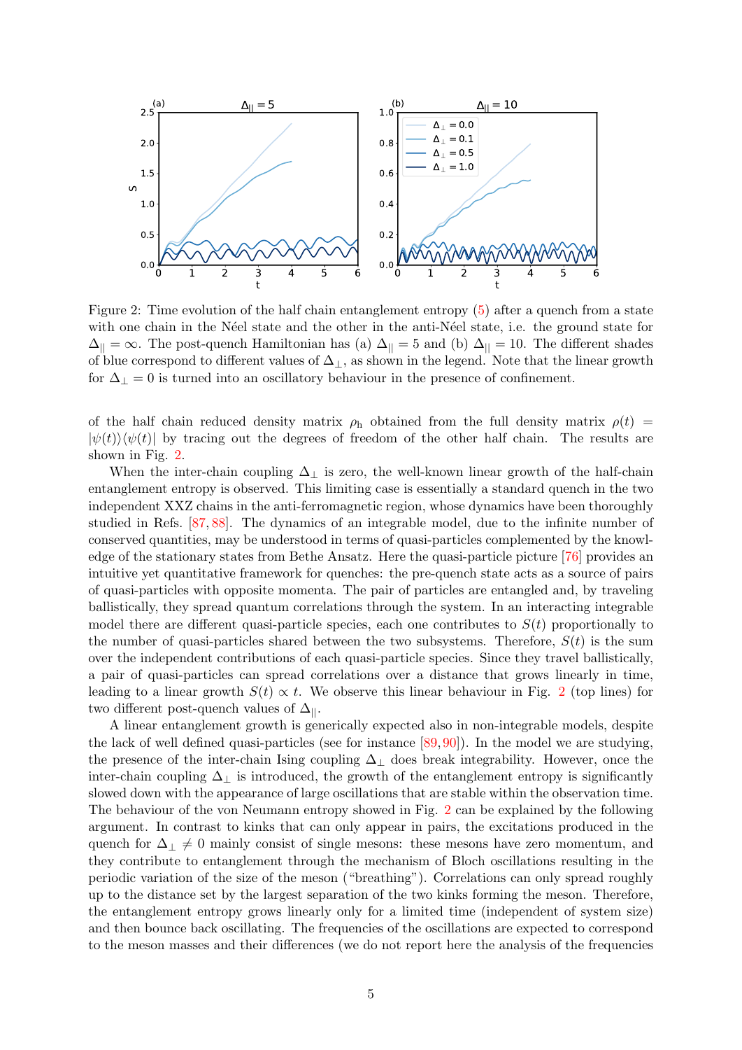Figure 2: Time evolution of the half chain entanglement entropy (5) after a quench from a state with one chain in the Néel state and the other in the anti-Néel state, i.e. the ground state for $\Delta_{||} = \infty$. The post-quench Hamiltonian has (a) $\Delta_{||} = 5$ and (b) $\Delta_{||} = 10$. The different shades of blue correspond to different values of $\Delta_{\perp}$, as shown in the legend. Note that the linear growth for $\Delta_{\perp} = 0$ is turned into an oscillatory behaviour in the presence of confinement.

of the half chain reduced density matrix $\rho_{\rm h}$ obtained from the full density matrix $\rho(t) = |\psi(t)\rangle\langle\psi(t)|$ by tracing out the degrees of freedom of the other half chain. The results are shown in Fig. 2.

When the inter-chain coupling $\Delta_{\perp}$ is zero, the well-known linear growth of the half-chain entanglement entropy is observed. This limiting case is essentially a standard quench in the two independent XXZ chains in the anti-ferromagnetic region, whose dynamics have been thoroughly studied in Refs. [87, 88]. The dynamics of an integrable model, due to the infinite number of conserved quantities, may be understood in terms of quasi-particles complemented by the knowledge of the stationary states from Bethe Ansatz. Here the quasi-particle picture [76] provides an intuitive yet quantitative framework for quenches: the pre-quench state acts as a source of pairs of quasi-particles with opposite momenta. The pair of particles are entangled and, by traveling ballistically, they spread quantum correlations through the system. In an interacting integrable model there are different quasi-particle species, each one contributes to $S(t)$ proportionally to the number of quasi-particles shared between the two subsystems. Therefore, $S(t)$ is the sum over the independent contributions of each quasi-particle species. Since they travel ballistically, a pair of quasi-particles can spread correlations over a distance that grows linearly in time, leading to a linear growth $S(t) \propto t$. We observe this linear behaviour in Fig. 2 (top lines) for two different post-quench values of $\Delta_{||}$.

A linear entanglement growth is generically expected also in non-integrable models, despite the lack of well defined quasi-particles (see for instance [89, 90]). In the model we are studying, the presence of the inter-chain Ising coupling $\Delta_{\perp}$ does break integrability. However, once the inter-chain coupling $\Delta_{\perp}$ is introduced, the growth of the entanglement entropy is significantly slowed down with the appearance of large oscillations that are stable within the observation time. The behaviour of the von Neumann entropy showed in Fig. 2 can be explained by the following argument. In contrast to kinks that can only appear in pairs, the excitations produced in the quench for $\Delta_{\perp} \neq 0$ mainly consist of single mesons: these mesons have zero momentum, and they contribute to entanglement through the mechanism of Bloch oscillations resulting in the periodic variation of the size of the meson ("breathing"). Correlations can only spread roughly up to the distance set by the largest separation of the two kinks forming the meson. Therefore, the entanglement entropy grows linearly only for a limited time (independent of system size) and then bounce back oscillating. The frequencies of the oscillations are expected to correspond to the meson masses and their differences (we do not report here the analysis of the frequencies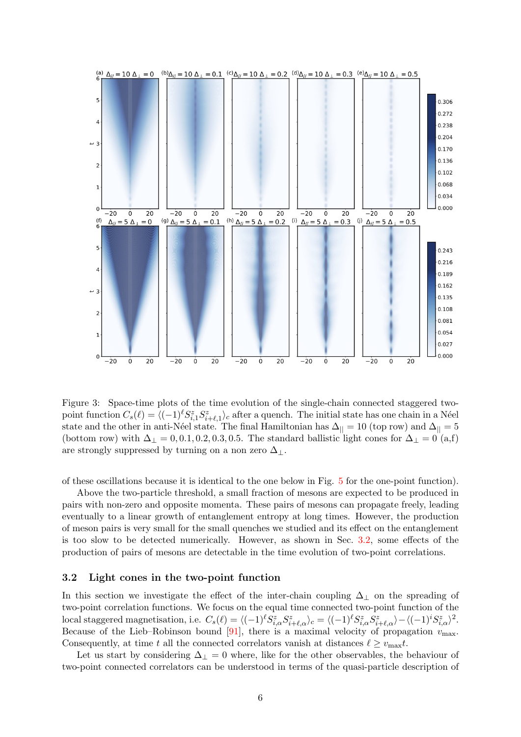Figure 3: Space-time plots of the time evolution of the single-chain connected staggered two-point function $C_s(\ell) = \langle (-1)^\ell S^z_{i,1} S^z_{i+\ell,1} \rangle_c$ after a quench. The initial state has one chain in a Néel state and the other in anti-Néel state. The final Hamiltonian has $\Delta_{||} = 10$ (top row) and $\Delta_{||} = 5$ (bottom row) with $\Delta_\perp = 0, 0.1, 0.2, 0.3, 0.5$. The standard ballistic light cones for $\Delta_\perp = 0$ (a,f) are strongly suppressed by turning on a non zero $\Delta_\perp$.

of these oscillations because it is identical to the one below in Fig. 5 for the one-point function).

Above the two-particle threshold, a small fraction of mesons are expected to be produced in pairs with non-zero and opposite momenta. These pairs of mesons can propagate freely, leading eventually to a linear growth of entanglement entropy at long times. However, the production of meson pairs is very small for the small quenches we studied and its effect on the entanglement is too slow to be detected numerically. However, as shown in Sec. 3.2, some effects of the production of pairs of mesons are detectable in the time evolution of two-point correlations.

### 3.2 Light cones in the two-point function

In this section we investigate the effect of the inter-chain coupling $\Delta_\perp$ on the spreading of two-point correlation functions. We focus on the equal time connected two-point function of the local staggered magnetisation, i.e. $C_s(\ell) = \langle (-1)^\ell S^z_{i,\alpha} S^z_{i+\ell,\alpha} \rangle_c = \langle (-1)^\ell S^z_{i,\alpha} S^z_{i+\ell,\alpha} \rangle - \langle (-1)^i S^z_{i,\alpha} \rangle^2$. Because of the Lieb–Robinson bound [91], there is a maximal velocity of propagation $v_{\max}$. Consequently, at time $t$ all the connected correlators vanish at distances $\ell \geq v_{\max} t$.

Let us start by considering $\Delta_\perp = 0$ where, like for the other observables, the behaviour of two-point connected correlators can be understood in terms of the quasi-particle description of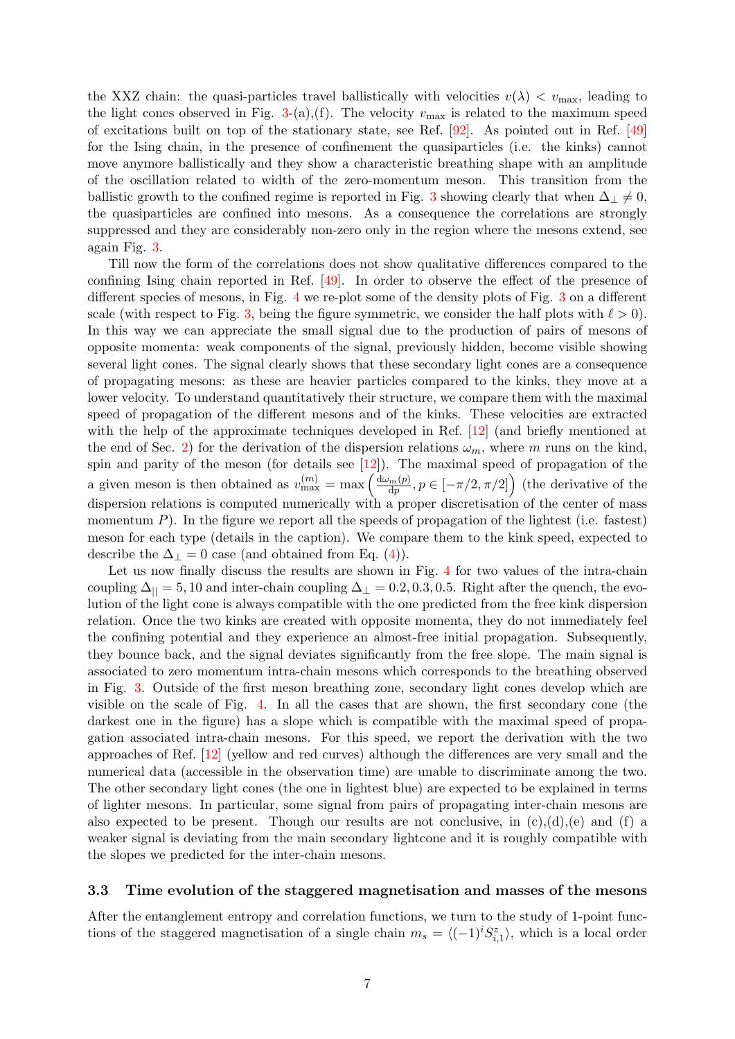the XXZ chain: the quasi-particles travel ballistically with velocities $v(\lambda) < v_{\max}$, leading to the light cones observed in Fig. 3-(a),(f). The velocity $v_{\max}$ is related to the maximum speed of excitations built on top of the stationary state, see Ref. [92]. As pointed out in Ref. [49] for the Ising chain, in the presence of confinement the quasiparticles (i.e. the kinks) cannot move anymore ballistically and they show a characteristic breathing shape with an amplitude of the oscillation related to width of the zero-momentum meson. This transition from the ballistic growth to the confined regime is reported in Fig. 3 showing clearly that when $\Delta_\perp \neq 0$, the quasiparticles are confined into mesons. As a consequence the correlations are strongly suppressed and they are considerably non-zero only in the region where the mesons extend, see again Fig. 3.

Till now the form of the correlations does not show qualitative differences compared to the confining Ising chain reported in Ref. [49]. In order to observe the effect of the presence of different species of mesons, in Fig. 4 we re-plot some of the density plots of Fig. 3 on a different scale (with respect to Fig. 3, being the figure symmetric, we consider the half plots with $\ell > 0$). In this way we can appreciate the small signal due to the production of pairs of mesons of opposite momenta: weak components of the signal, previously hidden, become visible showing several light cones. The signal clearly shows that these secondary light cones are a consequence of propagating mesons: as these are heavier particles compared to the kinks, they move at a lower velocity. To understand quantitatively their structure, we compare them with the maximal speed of propagation of the different mesons and of the kinks. These velocities are extracted with the help of the approximate techniques developed in Ref. [12] (and briefly mentioned at the end of Sec. 2) for the derivation of the dispersion relations $\omega_m$, where $m$ runs on the kind, spin and parity of the meson (for details see [12]). The maximal speed of propagation of the a given meson is then obtained as $v^{(m)}_{\max} = \max\left(\frac{\mathrm{d}\omega_m(p)}{\mathrm{d}p}, p \in [-\pi/2, \pi/2]\right)$ (the derivative of the dispersion relations is computed numerically with a proper discretisation of the center of mass momentum $P$). In the figure we report all the speeds of propagation of the lightest (i.e. fastest) meson for each type (details in the caption). We compare them to the kink speed, expected to describe the $\Delta_\perp = 0$ case (and obtained from Eq. (4)).

Let us now finally discuss the results are shown in Fig. 4 for two values of the intra-chain coupling $\Delta_{||} = 5, 10$ and inter-chain coupling $\Delta_\perp = 0.2, 0.3, 0.5$. Right after the quench, the evolution of the light cone is always compatible with the one predicted from the free kink dispersion relation. Once the two kinks are created with opposite momenta, they do not immediately feel the confining potential and they experience an almost-free initial propagation. Subsequently, they bounce back, and the signal deviates significantly from the free slope. The main signal is associated to zero momentum intra-chain mesons which corresponds to the breathing observed in Fig. 3. Outside of the first meson breathing zone, secondary light cones develop which are visible on the scale of Fig. 4. In all the cases that are shown, the first secondary cone (the darkest one in the figure) has a slope which is compatible with the maximal speed of propagation associated intra-chain mesons. For this speed, we report the derivation with the two approaches of Ref. [12] (yellow and red curves) although the differences are very small and the numerical data (accessible in the observation time) are unable to discriminate among the two. The other secondary light cones (the one in lightest blue) are expected to be explained in terms of lighter mesons. In particular, some signal from pairs of propagating inter-chain mesons are also expected to be present. Though our results are not conclusive, in (c),(d),(e) and (f) a weaker signal is deviating from the main secondary lightcone and it is roughly compatible with the slopes we predicted for the inter-chain mesons.

### 3.3 Time evolution of the staggered magnetisation and masses of the mesons

After the entanglement entropy and correlation functions, we turn to the study of 1-point functions of the staggered magnetisation of a single chain $m_s = \langle (-1)^i S^z_{i,1} \rangle$, which is a local order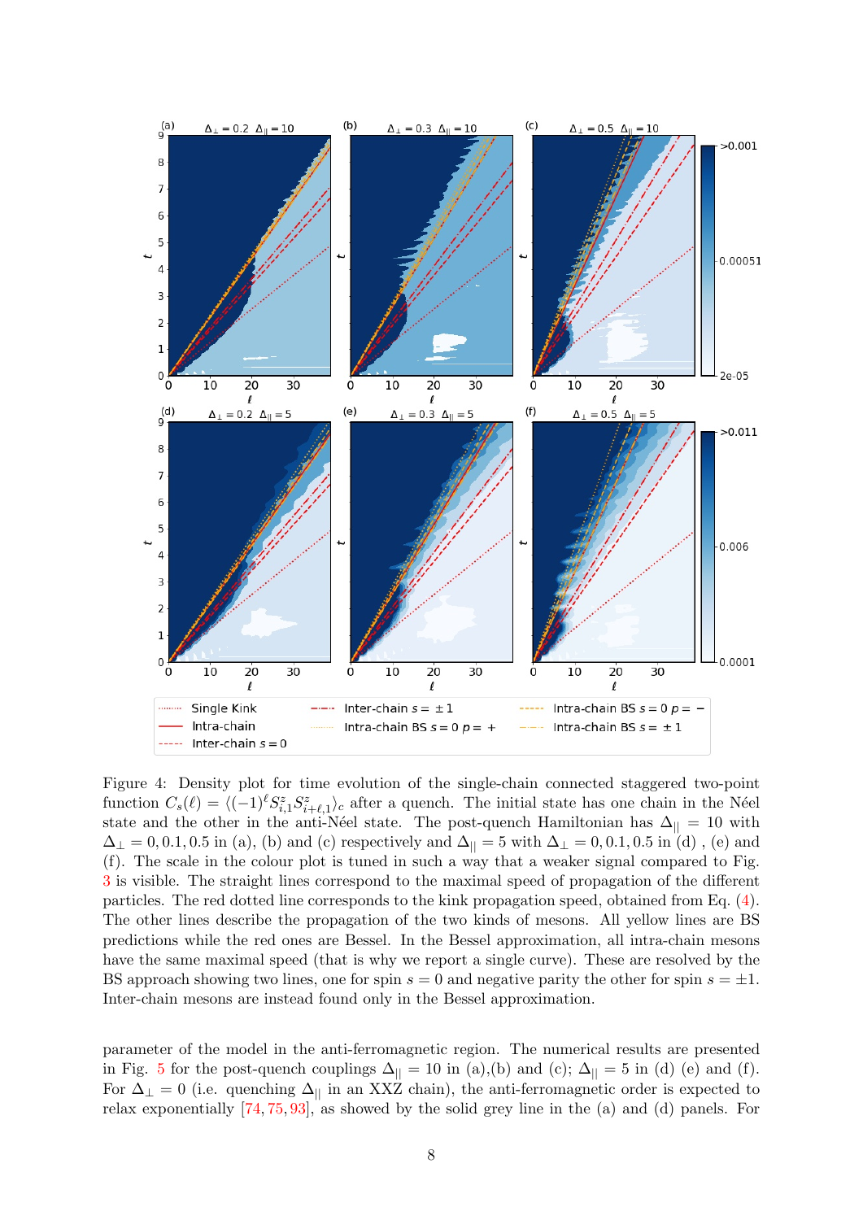Figure 4: Density plot for time evolution of the single-chain connected staggered two-point function $C_s(\ell) = \langle(-1)^\ell S^z_{i,1} S^z_{i+\ell,1}\rangle_c$ after a quench. The initial state has one chain in the Néel state and the other in the anti-Néel state. The post-quench Hamiltonian has $\Delta_{||} = 10$ with $\Delta_\perp = 0, 0.1, 0.5$ in (a), (b) and (c) respectively and $\Delta_{||} = 5$ with $\Delta_\perp = 0, 0.1, 0.5$ in (d), (e) and (f). The scale in the colour plot is tuned in such a way that a weaker signal compared to Fig. 3 is visible. The straight lines correspond to the maximal speed of propagation of the different particles. The red dotted line corresponds to the kink propagation speed, obtained from Eq. (4). The other lines describe the propagation of the two kinds of mesons. All yellow lines are BS predictions while the red ones are Bessel. In the Bessel approximation, all intra-chain mesons have the same maximal speed (that is why we report a single curve). These are resolved by the BS approach showing two lines, one for spin $s = 0$ and negative parity the other for spin $s = \pm 1$. Inter-chain mesons are instead found only in the Bessel approximation.

parameter of the model in the anti-ferromagnetic region. The numerical results are presented in Fig. 5 for the post-quench couplings $\Delta_{||} = 10$ in (a),(b) and (c); $\Delta_{||} = 5$ in (d) (e) and (f). For $\Delta_\perp = 0$ (i.e. quenching $\Delta_{||}$ in an XXZ chain), the anti-ferromagnetic order is expected to relax exponentially [74, 75, 93], as showed by the solid grey line in the (a) and (d) panels. For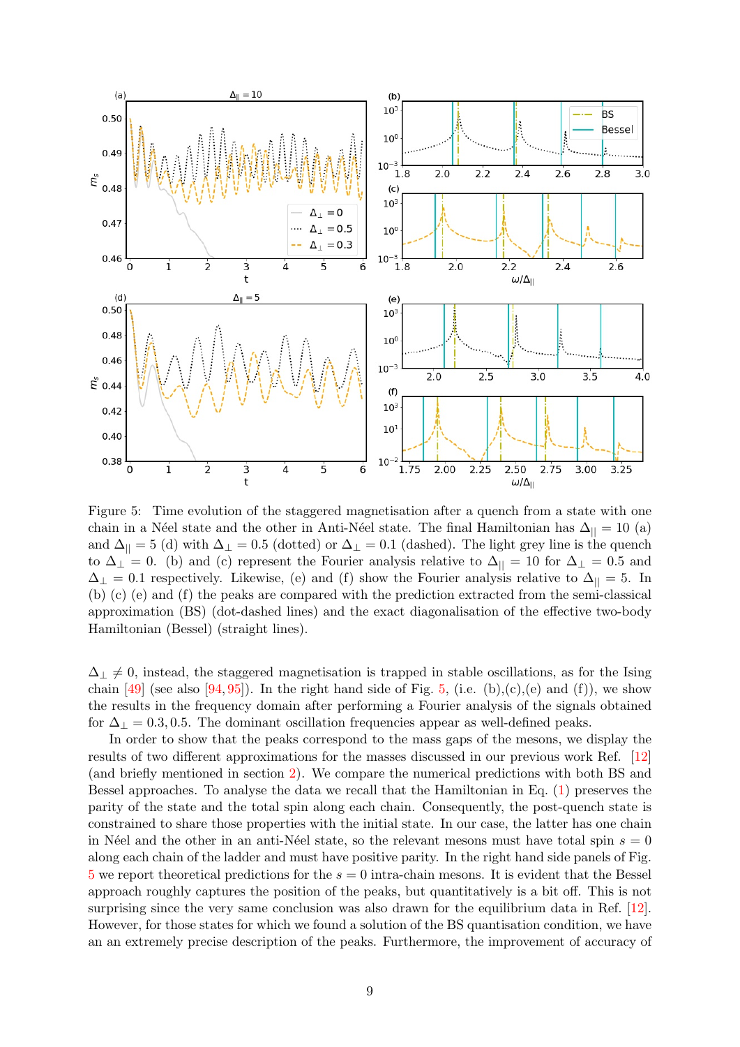Figure 5: Time evolution of the staggered magnetisation after a quench from a state with one chain in a Néel state and the other in Anti-Néel state. The final Hamiltonian has $\Delta_{||} = 10$ (a) and $\Delta_{||} = 5$ (d) with $\Delta_{\perp} = 0.5$ (dotted) or $\Delta_{\perp} = 0.1$ (dashed). The light grey line is the quench to $\Delta_{\perp} = 0$. (b) and (c) represent the Fourier analysis relative to $\Delta_{||} = 10$ for $\Delta_{\perp} = 0.5$ and $\Delta_{\perp} = 0.1$ respectively. Likewise, (e) and (f) show the Fourier analysis relative to $\Delta_{||} = 5$. In (b) (c) (e) and (f) the peaks are compared with the prediction extracted from the semi-classical approximation (BS) (dot-dashed lines) and the exact diagonalisation of the effective two-body Hamiltonian (Bessel) (straight lines).

$\Delta_{\perp} \neq 0$, instead, the staggered magnetisation is trapped in stable oscillations, as for the Ising chain [49] (see also [94, 95]). In the right hand side of Fig. 5, (i.e. (b),(c),(e) and (f)), we show the results in the frequency domain after performing a Fourier analysis of the signals obtained for $\Delta_{\perp} = 0.3, 0.5$. The dominant oscillation frequencies appear as well-defined peaks.

In order to show that the peaks correspond to the mass gaps of the mesons, we display the results of two different approximations for the masses discussed in our previous work Ref. [12] (and briefly mentioned in section 2). We compare the numerical predictions with both BS and Bessel approaches. To analyse the data we recall that the Hamiltonian in Eq. (1) preserves the parity of the state and the total spin along each chain. Consequently, the post-quench state is constrained to share those properties with the initial state. In our case, the latter has one chain in Néel and the other in an anti-Néel state, so the relevant mesons must have total spin $s = 0$ along each chain of the ladder and must have positive parity. In the right hand side panels of Fig. 5 we report theoretical predictions for the $s = 0$ intra-chain mesons. It is evident that the Bessel approach roughly captures the position of the peaks, but quantitatively is a bit off. This is not surprising since the very same conclusion was also drawn for the equilibrium data in Ref. [12]. However, for those states for which we found a solution of the BS quantisation condition, we have an an extremely precise description of the peaks. Furthermore, the improvement of accuracy of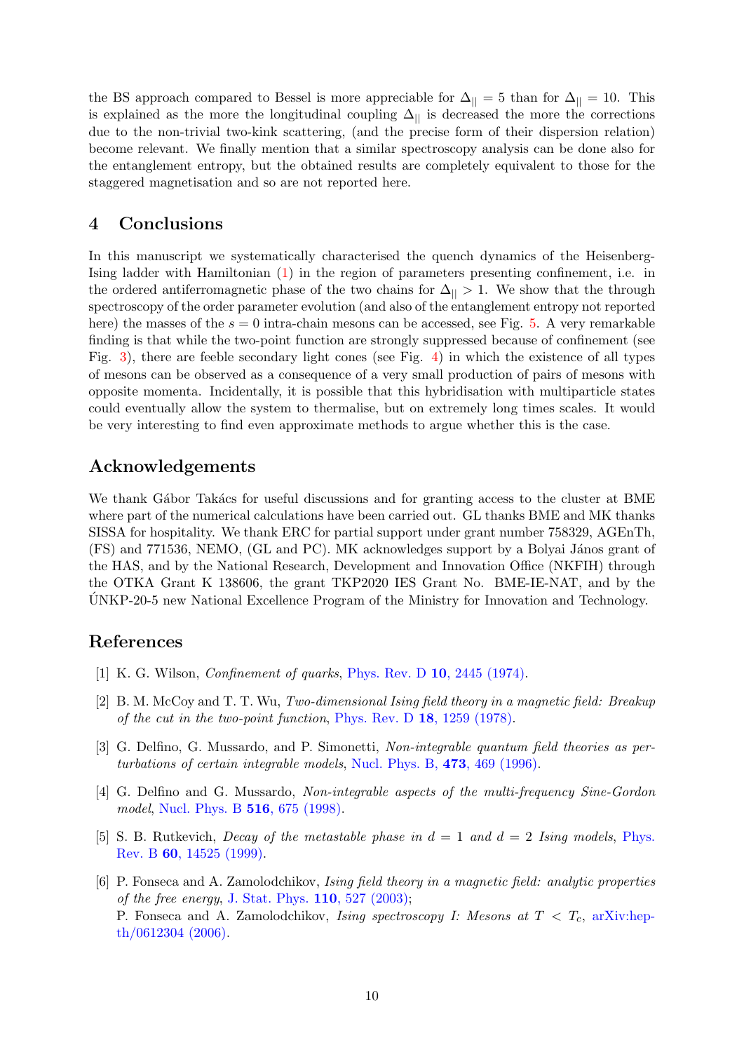the BS approach compared to Bessel is more appreciable for $\Delta_{||} = 5$ than for $\Delta_{||} = 10$. This is explained as the more the longitudinal coupling $\Delta_{||}$ is decreased the more the corrections due to the non-trivial two-kink scattering, (and the precise form of their dispersion relation) become relevant. We finally mention that a similar spectroscopy analysis can be done also for the entanglement entropy, but the obtained results are completely equivalent to those for the staggered magnetisation and so are not reported here.

# 4 Conclusions

In this manuscript we systematically characterised the quench dynamics of the Heisenberg-Ising ladder with Hamiltonian (1) in the region of parameters presenting confinement, i.e. in the ordered antiferromagnetic phase of the two chains for $\Delta_{||} > 1$. We show that the through spectroscopy of the order parameter evolution (and also of the entanglement entropy not reported here) the masses of the $s = 0$ intra-chain mesons can be accessed, see Fig. 5. A very remarkable finding is that while the two-point function are strongly suppressed because of confinement (see Fig. 3), there are feeble secondary light cones (see Fig. 4) in which the existence of all types of mesons can be observed as a consequence of a very small production of pairs of mesons with opposite momenta. Incidentally, it is possible that this hybridisation with multiparticle states could eventually allow the system to thermalise, but on extremely long times scales. It would be very interesting to find even approximate methods to argue whether this is the case.

## Acknowledgements

We thank Gábor Takács for useful discussions and for granting access to the cluster at BME where part of the numerical calculations have been carried out. GL thanks BME and MK thanks SISSA for hospitality. We thank ERC for partial support under grant number 758329, AGEnTh, (FS) and 771536, NEMO, (GL and PC). MK acknowledges support by a Bolyai János grant of the HAS, and by the National Research, Development and Innovation Office (NKFIH) through the OTKA Grant K 138606, the grant TKP2020 IES Grant No. BME-IE-NAT, and by the ÚNKP-20-5 new National Excellence Program of the Ministry for Innovation and Technology.

## References

[1] K. G. Wilson, *Confinement of quarks*, Phys. Rev. D **10**, 2445 (1974).

[2] B. M. McCoy and T. T. Wu, *Two-dimensional Ising field theory in a magnetic field: Breakup of the cut in the two-point function*, Phys. Rev. D **18**, 1259 (1978).

[3] G. Delfino, G. Mussardo, and P. Simonetti, *Non-integrable quantum field theories as perturbations of certain integrable models*, Nucl. Phys. B, **473**, 469 (1996).

[4] G. Delfino and G. Mussardo, *Non-integrable aspects of the multi-frequency Sine-Gordon model*, Nucl. Phys. B **516**, 675 (1998).

[5] S. B. Rutkevich, *Decay of the metastable phase in $d = 1$ and $d = 2$ Ising models*, Phys. Rev. B **60**, 14525 (1999).

[6] P. Fonseca and A. Zamolodchikov, *Ising field theory in a magnetic field: analytic properties of the free energy*, J. Stat. Phys. **110**, 527 (2003);
P. Fonseca and A. Zamolodchikov, *Ising spectroscopy I: Mesons at $T < T_c$*, arXiv:hep-th/0612304 (2006).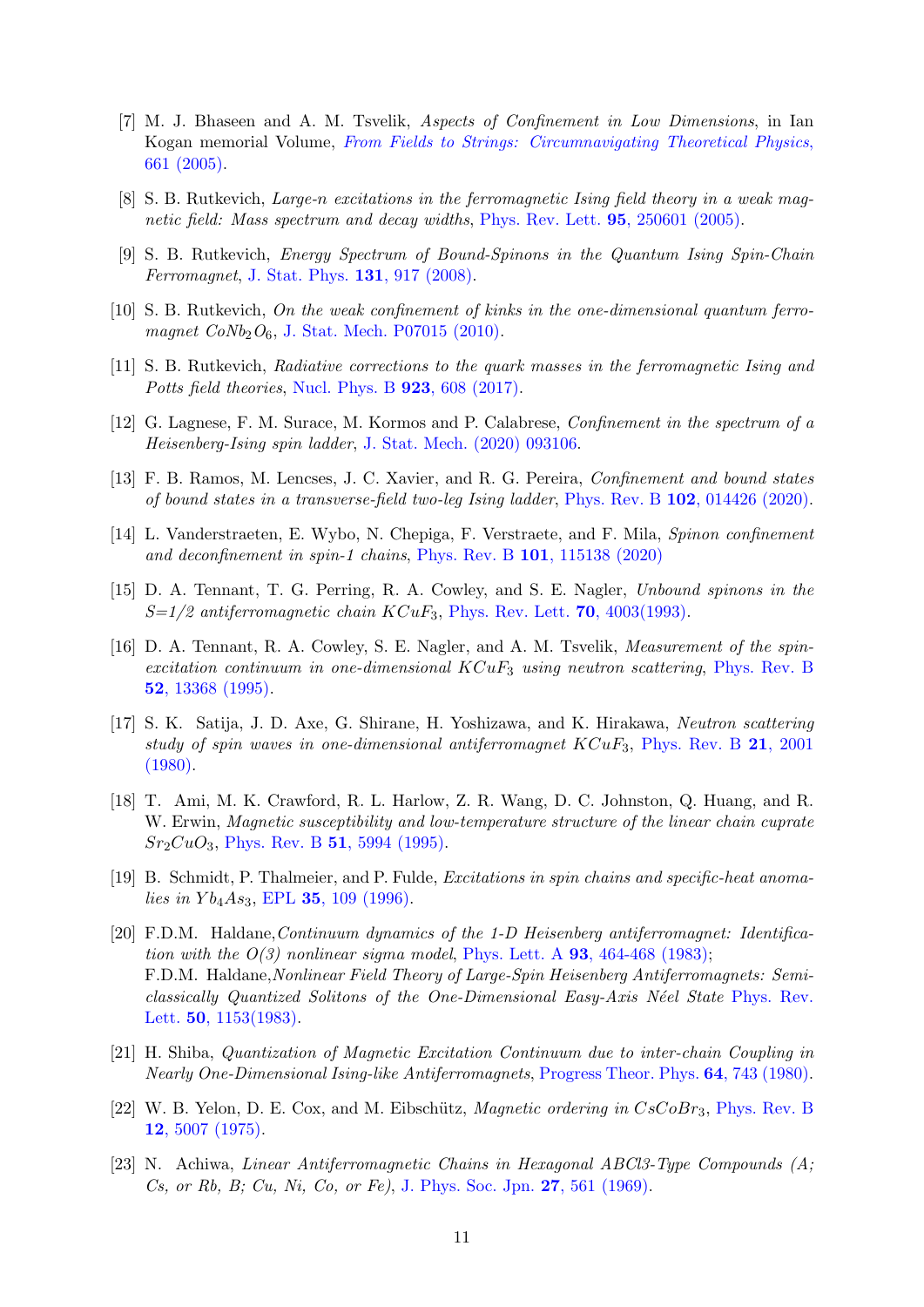[7] M. J. Bhaseen and A. M. Tsvelik, *Aspects of Confinement in Low Dimensions*, in Ian Kogan memorial Volume, From Fields to Strings: Circumnavigating Theoretical Physics, 661 (2005).

[8] S. B. Rutkevich, *Large-n excitations in the ferromagnetic Ising field theory in a weak magnetic field: Mass spectrum and decay widths*, Phys. Rev. Lett. **95**, 250601 (2005).

[9] S. B. Rutkevich, *Energy Spectrum of Bound-Spinons in the Quantum Ising Spin-Chain Ferromagnet*, J. Stat. Phys. **131**, 917 (2008).

[10] S. B. Rutkevich, *On the weak confinement of kinks in the one-dimensional quantum ferromagnet $CoNb_2O_6$*, J. Stat. Mech. P07015 (2010).

[11] S. B. Rutkevich, *Radiative corrections to the quark masses in the ferromagnetic Ising and Potts field theories*, Nucl. Phys. B **923**, 608 (2017).

[12] G. Lagnese, F. M. Surace, M. Kormos and P. Calabrese, *Confinement in the spectrum of a Heisenberg-Ising spin ladder*, J. Stat. Mech. (2020) 093106.

[13] F. B. Ramos, M. Lencses, J. C. Xavier, and R. G. Pereira, *Confinement and bound states of bound states in a transverse-field two-leg Ising ladder*, Phys. Rev. B **102**, 014426 (2020).

[14] L. Vanderstraeten, E. Wybo, N. Chepiga, F. Verstraete, and F. Mila, *Spinon confinement and deconfinement in spin-1 chains*, Phys. Rev. B **101**, 115138 (2020)

[15] D. A. Tennant, T. G. Perring, R. A. Cowley, and S. E. Nagler, *Unbound spinons in the S=1/2 antiferromagnetic chain $KCuF_3$*, Phys. Rev. Lett. **70**, 4003(1993).

[16] D. A. Tennant, R. A. Cowley, S. E. Nagler, and A. M. Tsvelik, *Measurement of the spin-excitation continuum in one-dimensional $KCuF_3$ using neutron scattering*, Phys. Rev. B **52**, 13368 (1995).

[17] S. K. Satija, J. D. Axe, G. Shirane, H. Yoshizawa, and K. Hirakawa, *Neutron scattering study of spin waves in one-dimensional antiferromagnet $KCuF_3$*, Phys. Rev. B **21**, 2001 (1980).

[18] T. Ami, M. K. Crawford, R. L. Harlow, Z. R. Wang, D. C. Johnston, Q. Huang, and R. W. Erwin, *Magnetic susceptibility and low-temperature structure of the linear chain cuprate $Sr_2CuO_3$*, Phys. Rev. B **51**, 5994 (1995).

[19] B. Schmidt, P. Thalmeier, and P. Fulde, *Excitations in spin chains and specific-heat anomalies in $Yb_4As_3$*, EPL **35**, 109 (1996).

[20] F.D.M. Haldane, *Continuum dynamics of the 1-D Heisenberg antiferromagnet: Identification with the O(3) nonlinear sigma model*, Phys. Lett. A **93**, 464-468 (1983);
F.D.M. Haldane, *Nonlinear Field Theory of Large-Spin Heisenberg Antiferromagnets: Semiclassically Quantized Solitons of the One-Dimensional Easy-Axis Néel State* Phys. Rev. Lett. **50**, 1153(1983).

[21] H. Shiba, *Quantization of Magnetic Excitation Continuum due to inter-chain Coupling in Nearly One-Dimensional Ising-like Antiferromagnets*, Progress Theor. Phys. **64**, 743 (1980).

[22] W. B. Yelon, D. E. Cox, and M. Eibschütz, *Magnetic ordering in $CsCoBr_3$*, Phys. Rev. B **12**, 5007 (1975).

[23] N. Achiwa, *Linear Antiferromagnetic Chains in Hexagonal ABCl3-Type Compounds (A; Cs, or Rb, B; Cu, Ni, Co, or Fe)*, J. Phys. Soc. Jpn. **27**, 561 (1969).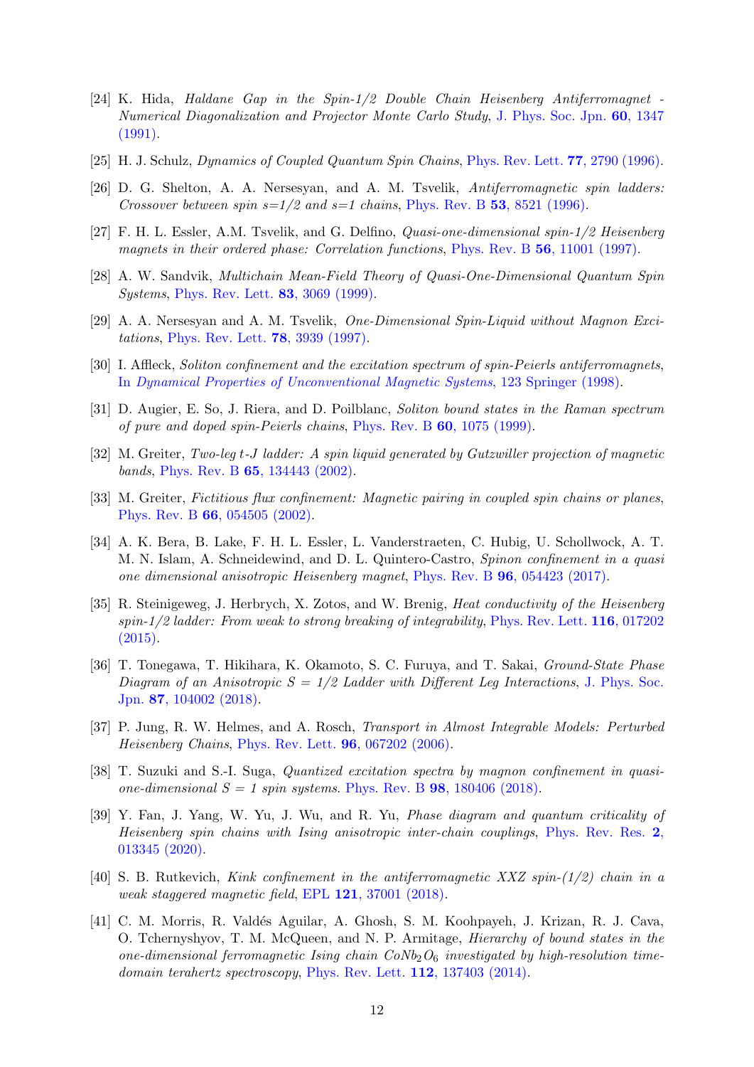[24] K. Hida, *Haldane Gap in the Spin-1/2 Double Chain Heisenberg Antiferromagnet - Numerical Diagonalization and Projector Monte Carlo Study*, J. Phys. Soc. Jpn. **60**, 1347 (1991).

[25] H. J. Schulz, *Dynamics of Coupled Quantum Spin Chains*, Phys. Rev. Lett. **77**, 2790 (1996).

[26] D. G. Shelton, A. A. Nersesyan, and A. M. Tsvelik, *Antiferromagnetic spin ladders: Crossover between spin s=1/2 and s=1 chains*, Phys. Rev. B **53**, 8521 (1996).

[27] F. H. L. Essler, A.M. Tsvelik, and G. Delfino, *Quasi-one-dimensional spin-1/2 Heisenberg magnets in their ordered phase: Correlation functions*, Phys. Rev. B **56**, 11001 (1997).

[28] A. W. Sandvik, *Multichain Mean-Field Theory of Quasi-One-Dimensional Quantum Spin Systems*, Phys. Rev. Lett. **83**, 3069 (1999).

[29] A. A. Nersesyan and A. M. Tsvelik, *One-Dimensional Spin-Liquid without Magnon Excitations*, Phys. Rev. Lett. **78**, 3939 (1997).

[30] I. Affleck, *Soliton confinement and the excitation spectrum of spin-Peierls antiferromagnets*, In *Dynamical Properties of Unconventional Magnetic Systems*, 123 Springer (1998).

[31] D. Augier, E. So, J. Riera, and D. Poilblanc, *Soliton bound states in the Raman spectrum of pure and doped spin-Peierls chains*, Phys. Rev. B **60**, 1075 (1999).

[32] M. Greiter, *Two-leg t-J ladder: A spin liquid generated by Gutzwiller projection of magnetic bands*, Phys. Rev. B **65**, 134443 (2002).

[33] M. Greiter, *Fictitious flux confinement: Magnetic pairing in coupled spin chains or planes*, Phys. Rev. B **66**, 054505 (2002).

[34] A. K. Bera, B. Lake, F. H. L. Essler, L. Vanderstraeten, C. Hubig, U. Schollwock, A. T. M. N. Islam, A. Schneidewind, and D. L. Quintero-Castro, *Spinon confinement in a quasi one dimensional anisotropic Heisenberg magnet*, Phys. Rev. B **96**, 054423 (2017).

[35] R. Steinigeweg, J. Herbrych, X. Zotos, and W. Brenig, *Heat conductivity of the Heisenberg spin-1/2 ladder: From weak to strong breaking of integrability*, Phys. Rev. Lett. **116**, 017202 (2015).

[36] T. Tonegawa, T. Hikihara, K. Okamoto, S. C. Furuya, and T. Sakai, *Ground-State Phase Diagram of an Anisotropic S = 1/2 Ladder with Different Leg Interactions*, J. Phys. Soc. Jpn. **87**, 104002 (2018).

[37] P. Jung, R. W. Helmes, and A. Rosch, *Transport in Almost Integrable Models: Perturbed Heisenberg Chains*, Phys. Rev. Lett. **96**, 067202 (2006).

[38] T. Suzuki and S.-I. Suga, *Quantized excitation spectra by magnon confinement in quasi-one-dimensional S = 1 spin systems*. Phys. Rev. B **98**, 180406 (2018).

[39] Y. Fan, J. Yang, W. Yu, J. Wu, and R. Yu, *Phase diagram and quantum criticality of Heisenberg spin chains with Ising anisotropic inter-chain couplings*, Phys. Rev. Res. **2**, 013345 (2020).

[40] S. B. Rutkevich, *Kink confinement in the antiferromagnetic XXZ spin-(1/2) chain in a weak staggered magnetic field*, EPL **121**, 37001 (2018).

[41] C. M. Morris, R. Valdés Aguilar, A. Ghosh, S. M. Koohpayeh, J. Krizan, R. J. Cava, O. Tchernyshyov, T. M. McQueen, and N. P. Armitage, *Hierarchy of bound states in the one-dimensional ferromagnetic Ising chain $CoNb_2O_6$ investigated by high-resolution time-domain terahertz spectroscopy*, Phys. Rev. Lett. **112**, 137403 (2014).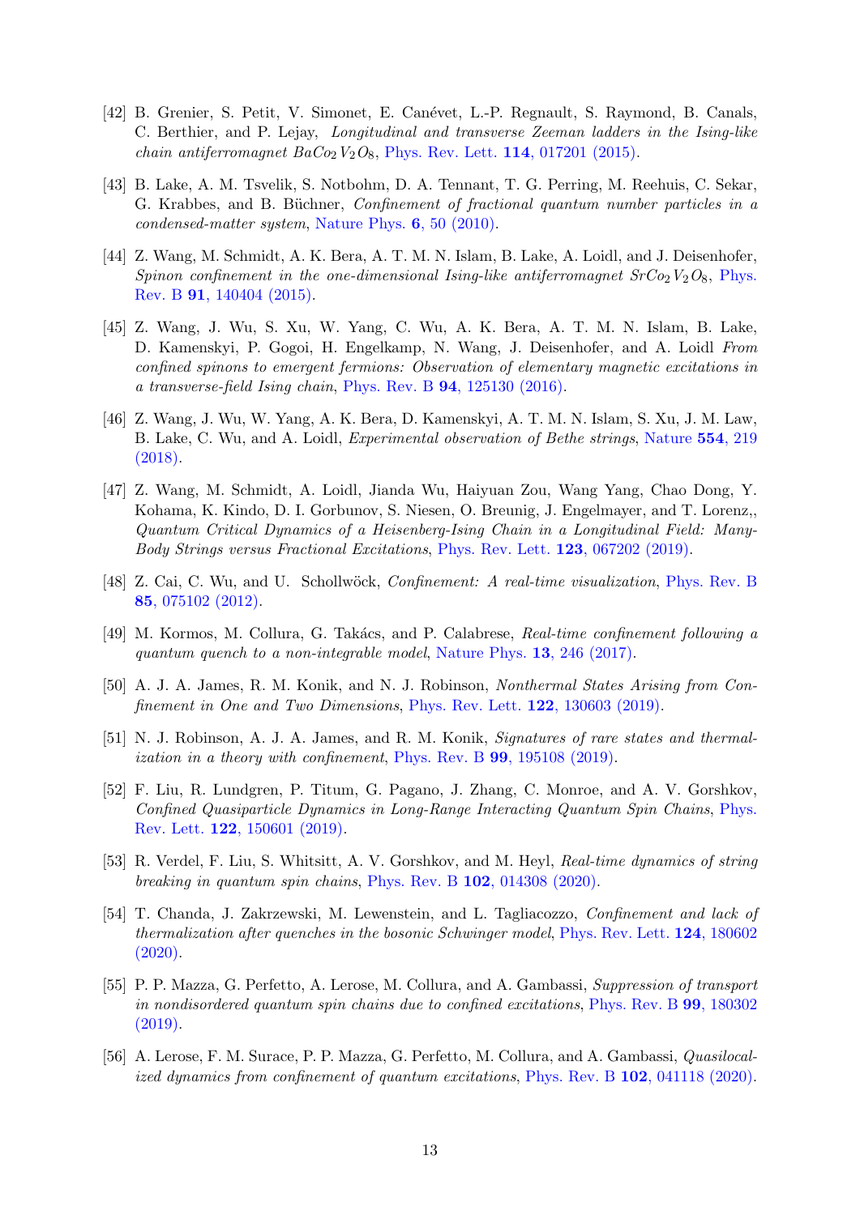[42] B. Grenier, S. Petit, V. Simonet, E. Canévet, L.-P. Regnault, S. Raymond, B. Canals, C. Berthier, and P. Lejay, *Longitudinal and transverse Zeeman ladders in the Ising-like chain antiferromagnet $BaCo_2V_2O_8$*, Phys. Rev. Lett. **114**, 017201 (2015).

[43] B. Lake, A. M. Tsvelik, S. Notbohm, D. A. Tennant, T. G. Perring, M. Reehuis, C. Sekar, G. Krabbes, and B. Büchner, *Confinement of fractional quantum number particles in a condensed-matter system*, Nature Phys. **6**, 50 (2010).

[44] Z. Wang, M. Schmidt, A. K. Bera, A. T. M. N. Islam, B. Lake, A. Loidl, and J. Deisenhofer, *Spinon confinement in the one-dimensional Ising-like antiferromagnet $SrCo_2V_2O_8$*, Phys. Rev. B **91**, 140404 (2015).

[45] Z. Wang, J. Wu, S. Xu, W. Yang, C. Wu, A. K. Bera, A. T. M. N. Islam, B. Lake, D. Kamenskyi, P. Gogoi, H. Engelkamp, N. Wang, J. Deisenhofer, and A. Loidl *From confined spinons to emergent fermions: Observation of elementary magnetic excitations in a transverse-field Ising chain*, Phys. Rev. B **94**, 125130 (2016).

[46] Z. Wang, J. Wu, W. Yang, A. K. Bera, D. Kamenskyi, A. T. M. N. Islam, S. Xu, J. M. Law, B. Lake, C. Wu, and A. Loidl, *Experimental observation of Bethe strings*, Nature **554**, 219 (2018).

[47] Z. Wang, M. Schmidt, A. Loidl, Jianda Wu, Haiyuan Zou, Wang Yang, Chao Dong, Y. Kohama, K. Kindo, D. I. Gorbunov, S. Niesen, O. Breunig, J. Engelmayer, and T. Lorenz,, *Quantum Critical Dynamics of a Heisenberg-Ising Chain in a Longitudinal Field: Many-Body Strings versus Fractional Excitations*, Phys. Rev. Lett. **123**, 067202 (2019).

[48] Z. Cai, C. Wu, and U. Schollwöck, *Confinement: A real-time visualization*, Phys. Rev. B **85**, 075102 (2012).

[49] M. Kormos, M. Collura, G. Takács, and P. Calabrese, *Real-time confinement following a quantum quench to a non-integrable model*, Nature Phys. **13**, 246 (2017).

[50] A. J. A. James, R. M. Konik, and N. J. Robinson, *Nonthermal States Arising from Confinement in One and Two Dimensions*, Phys. Rev. Lett. **122**, 130603 (2019).

[51] N. J. Robinson, A. J. A. James, and R. M. Konik, *Signatures of rare states and thermalization in a theory with confinement*, Phys. Rev. B **99**, 195108 (2019).

[52] F. Liu, R. Lundgren, P. Titum, G. Pagano, J. Zhang, C. Monroe, and A. V. Gorshkov, *Confined Quasiparticle Dynamics in Long-Range Interacting Quantum Spin Chains*, Phys. Rev. Lett. **122**, 150601 (2019).

[53] R. Verdel, F. Liu, S. Whitsitt, A. V. Gorshkov, and M. Heyl, *Real-time dynamics of string breaking in quantum spin chains*, Phys. Rev. B **102**, 014308 (2020).

[54] T. Chanda, J. Zakrzewski, M. Lewenstein, and L. Tagliacozzo, *Confinement and lack of thermalization after quenches in the bosonic Schwinger model*, Phys. Rev. Lett. **124**, 180602 (2020).

[55] P. P. Mazza, G. Perfetto, A. Lerose, M. Collura, and A. Gambassi, *Suppression of transport in nondisordered quantum spin chains due to confined excitations*, Phys. Rev. B **99**, 180302 (2019).

[56] A. Lerose, F. M. Surace, P. P. Mazza, G. Perfetto, M. Collura, and A. Gambassi, *Quasilocalized dynamics from confinement of quantum excitations*, Phys. Rev. B **102**, 041118 (2020).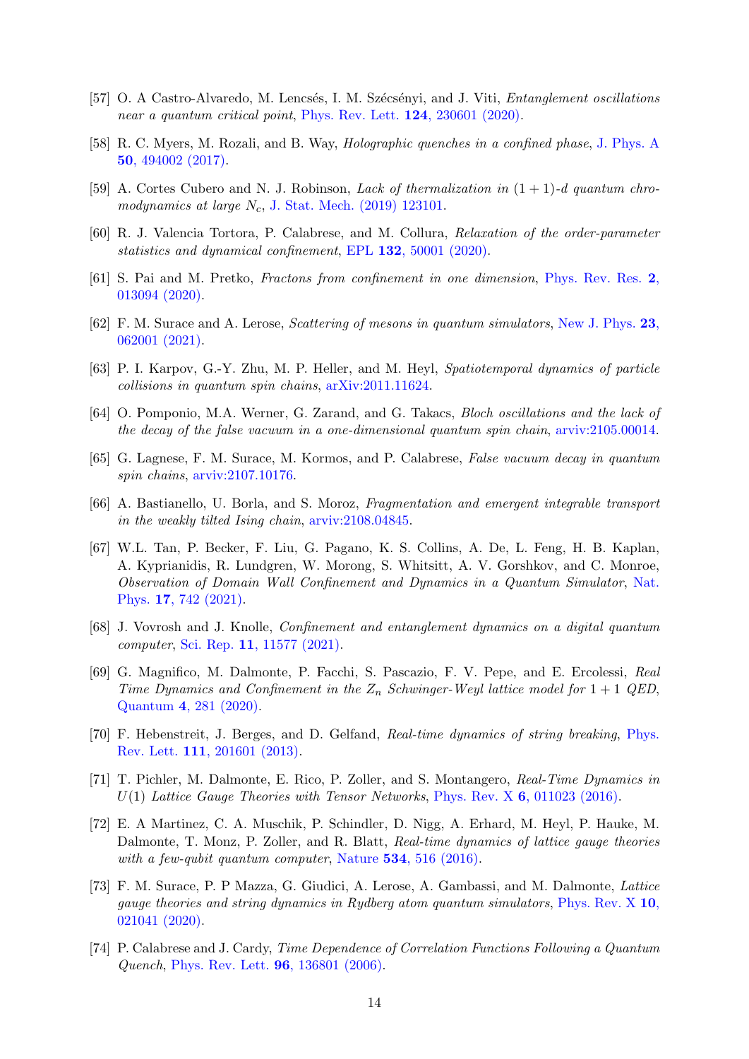[57] O. A Castro-Alvaredo, M. Lencsés, I. M. Szécsényi, and J. Viti, *Entanglement oscillations near a quantum critical point*, Phys. Rev. Lett. **124**, 230601 (2020).

[58] R. C. Myers, M. Rozali, and B. Way, *Holographic quenches in a confined phase*, J. Phys. A **50**, 494002 (2017).

[59] A. Cortes Cubero and N. J. Robinson, *Lack of thermalization in $(1+1)$-d quantum chromodynamics at large $N_c$*, J. Stat. Mech. (2019) 123101.

[60] R. J. Valencia Tortora, P. Calabrese, and M. Collura, *Relaxation of the order-parameter statistics and dynamical confinement*, EPL **132**, 50001 (2020).

[61] S. Pai and M. Pretko, *Fractons from confinement in one dimension*, Phys. Rev. Res. **2**, 013094 (2020).

[62] F. M. Surace and A. Lerose, *Scattering of mesons in quantum simulators*, New J. Phys. **23**, 062001 (2021).

[63] P. I. Karpov, G.-Y. Zhu, M. P. Heller, and M. Heyl, *Spatiotemporal dynamics of particle collisions in quantum spin chains*, arXiv:2011.11624.

[64] O. Pomponio, M.A. Werner, G. Zarand, and G. Takacs, *Bloch oscillations and the lack of the decay of the false vacuum in a one-dimensional quantum spin chain*, arviv:2105.00014.

[65] G. Lagnese, F. M. Surace, M. Kormos, and P. Calabrese, *False vacuum decay in quantum spin chains*, arviv:2107.10176.

[66] A. Bastianello, U. Borla, and S. Moroz, *Fragmentation and emergent integrable transport in the weakly tilted Ising chain*, arviv:2108.04845.

[67] W.L. Tan, P. Becker, F. Liu, G. Pagano, K. S. Collins, A. De, L. Feng, H. B. Kaplan, A. Kyprianidis, R. Lundgren, W. Morong, S. Whitsitt, A. V. Gorshkov, and C. Monroe, *Observation of Domain Wall Confinement and Dynamics in a Quantum Simulator*, Nat. Phys. **17**, 742 (2021).

[68] J. Vovrosh and J. Knolle, *Confinement and entanglement dynamics on a digital quantum computer*, Sci. Rep. **11**, 11577 (2021).

[69] G. Magnifico, M. Dalmonte, P. Facchi, S. Pascazio, F. V. Pepe, and E. Ercolessi, *Real Time Dynamics and Confinement in the $Z_n$ Schwinger-Weyl lattice model for $1+1$ QED*, Quantum **4**, 281 (2020).

[70] F. Hebenstreit, J. Berges, and D. Gelfand, *Real-time dynamics of string breaking*, Phys. Rev. Lett. **111**, 201601 (2013).

[71] T. Pichler, M. Dalmonte, E. Rico, P. Zoller, and S. Montangero, *Real-Time Dynamics in $U(1)$ Lattice Gauge Theories with Tensor Networks*, Phys. Rev. X **6**, 011023 (2016).

[72] E. A Martinez, C. A. Muschik, P. Schindler, D. Nigg, A. Erhard, M. Heyl, P. Hauke, M. Dalmonte, T. Monz, P. Zoller, and R. Blatt, *Real-time dynamics of lattice gauge theories with a few-qubit quantum computer*, Nature **534**, 516 (2016).

[73] F. M. Surace, P. P Mazza, G. Giudici, A. Lerose, A. Gambassi, and M. Dalmonte, *Lattice gauge theories and string dynamics in Rydberg atom quantum simulators*, Phys. Rev. X **10**, 021041 (2020).

[74] P. Calabrese and J. Cardy, *Time Dependence of Correlation Functions Following a Quantum Quench*, Phys. Rev. Lett. **96**, 136801 (2006).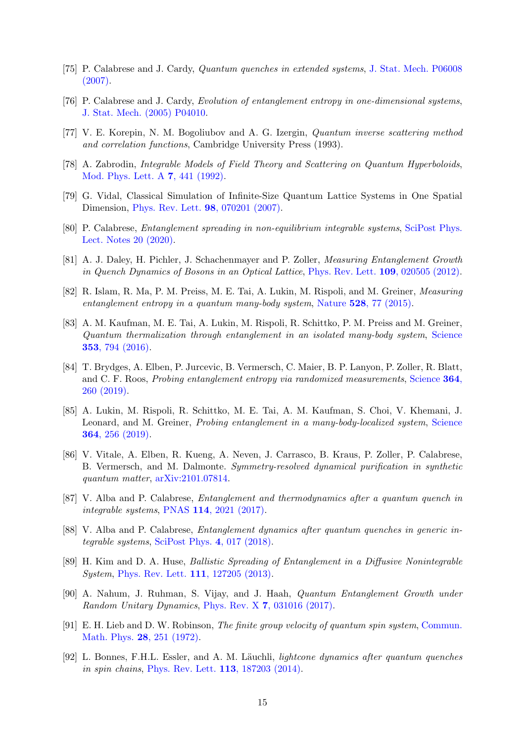[75] P. Calabrese and J. Cardy, *Quantum quenches in extended systems*, J. Stat. Mech. P06008 (2007).

[76] P. Calabrese and J. Cardy, *Evolution of entanglement entropy in one-dimensional systems*, J. Stat. Mech. (2005) P04010.

[77] V. E. Korepin, N. M. Bogoliubov and A. G. Izergin, *Quantum inverse scattering method and correlation functions*, Cambridge University Press (1993).

[78] A. Zabrodin, *Integrable Models of Field Theory and Scattering on Quantum Hyperboloids*, Mod. Phys. Lett. A **7**, 441 (1992).

[79] G. Vidal, Classical Simulation of Infinite-Size Quantum Lattice Systems in One Spatial Dimension, Phys. Rev. Lett. **98**, 070201 (2007).

[80] P. Calabrese, *Entanglement spreading in non-equilibrium integrable systems*, SciPost Phys. Lect. Notes 20 (2020).

[81] A. J. Daley, H. Pichler, J. Schachenmayer and P. Zoller, *Measuring Entanglement Growth in Quench Dynamics of Bosons in an Optical Lattice*, Phys. Rev. Lett. **109**, 020505 (2012).

[82] R. Islam, R. Ma, P. M. Preiss, M. E. Tai, A. Lukin, M. Rispoli, and M. Greiner, *Measuring entanglement entropy in a quantum many-body system*, Nature **528**, 77 (2015).

[83] A. M. Kaufman, M. E. Tai, A. Lukin, M. Rispoli, R. Schittko, P. M. Preiss and M. Greiner, *Quantum thermalization through entanglement in an isolated many-body system*, Science **353**, 794 (2016).

[84] T. Brydges, A. Elben, P. Jurcevic, B. Vermersch, C. Maier, B. P. Lanyon, P. Zoller, R. Blatt, and C. F. Roos, *Probing entanglement entropy via randomized measurements*, Science **364**, 260 (2019).

[85] A. Lukin, M. Rispoli, R. Schittko, M. E. Tai, A. M. Kaufman, S. Choi, V. Khemani, J. Leonard, and M. Greiner, *Probing entanglement in a many-body-localized system*, Science **364**, 256 (2019).

[86] V. Vitale, A. Elben, R. Kueng, A. Neven, J. Carrasco, B. Kraus, P. Zoller, P. Calabrese, B. Vermersch, and M. Dalmonte. *Symmetry-resolved dynamical purification in synthetic quantum matter*, arXiv:2101.07814.

[87] V. Alba and P. Calabrese, *Entanglement and thermodynamics after a quantum quench in integrable systems*, PNAS **114**, 2021 (2017).

[88] V. Alba and P. Calabrese, *Entanglement dynamics after quantum quenches in generic integrable systems*, SciPost Phys. **4**, 017 (2018).

[89] H. Kim and D. A. Huse, *Ballistic Spreading of Entanglement in a Diffusive Nonintegrable System*, Phys. Rev. Lett. **111**, 127205 (2013).

[90] A. Nahum, J. Ruhman, S. Vijay, and J. Haah, *Quantum Entanglement Growth under Random Unitary Dynamics*, Phys. Rev. X **7**, 031016 (2017).

[91] E. H. Lieb and D. W. Robinson, *The finite group velocity of quantum spin system*, Commun. Math. Phys. **28**, 251 (1972).

[92] L. Bonnes, F.H.L. Essler, and A. M. Läuchli, *lightcone dynamics after quantum quenches in spin chains*, Phys. Rev. Lett. **113**, 187203 (2014).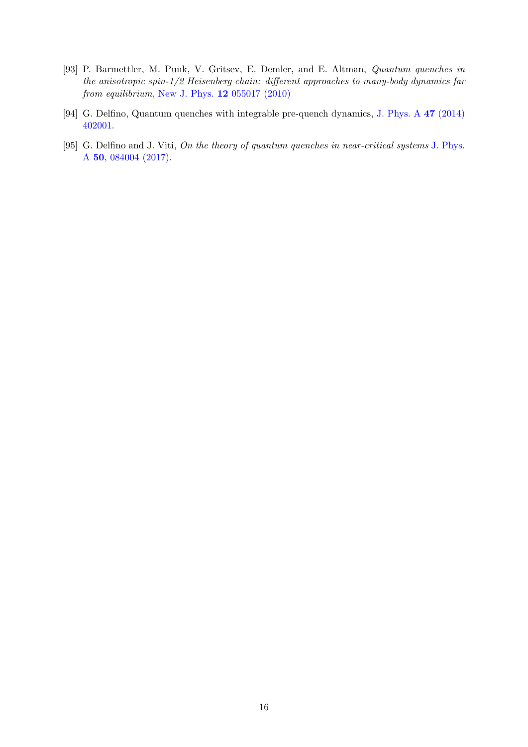[93] P. Barmettler, M. Punk, V. Gritsev, E. Demler, and E. Altman, *Quantum quenches in the anisotropic spin-1/2 Heisenberg chain: different approaches to many-body dynamics far from equilibrium*, New J. Phys. **12** 055017 (2010)

[94] G. Delfino, Quantum quenches with integrable pre-quench dynamics, J. Phys. A **47** (2014) 402001.

[95] G. Delfino and J. Viti, *On the theory of quantum quenches in near-critical systems* J. Phys. A **50**, 084004 (2017).